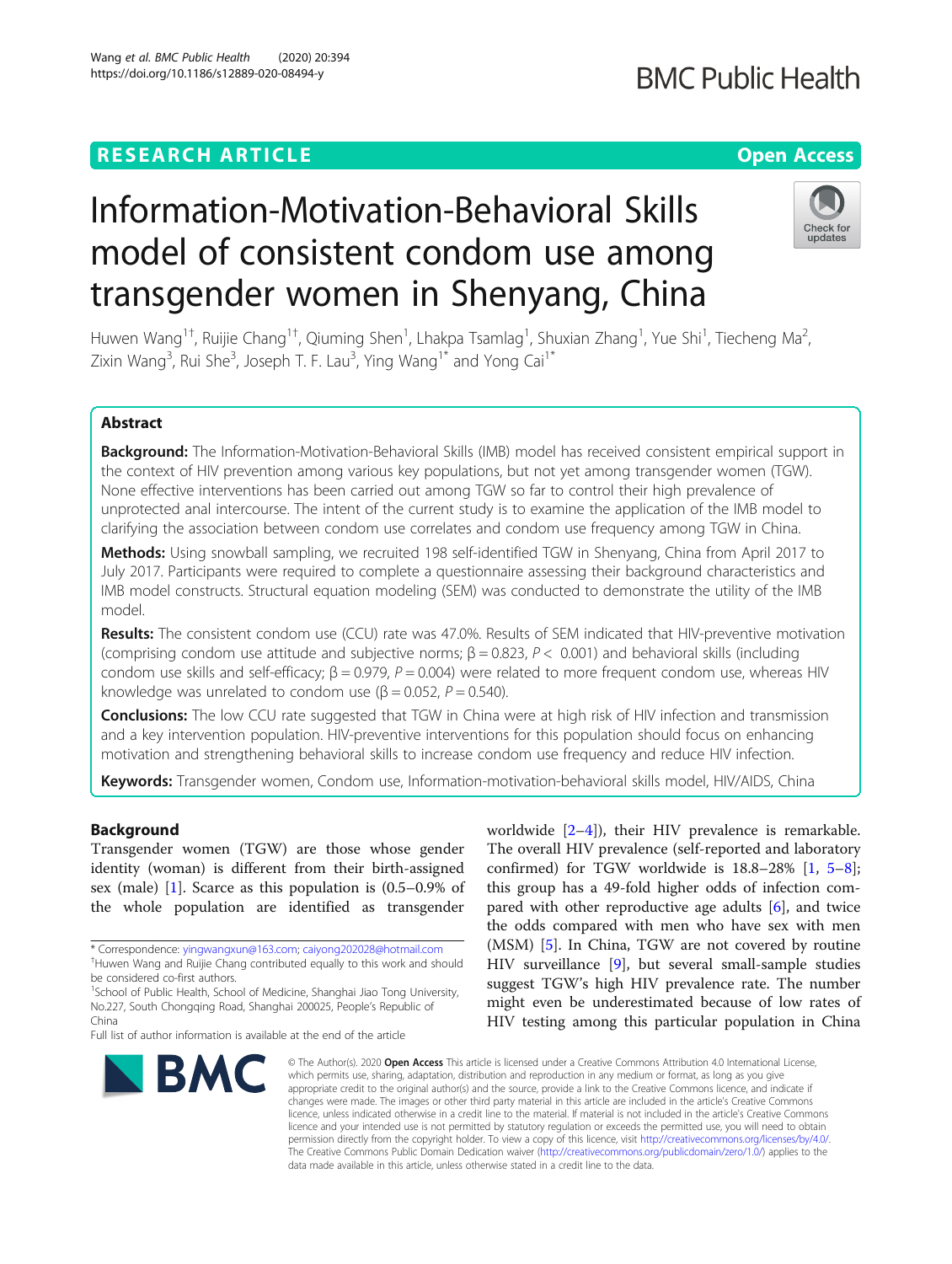RESEARCH ARTICLE

Open Access

# Information-Motivation-Behavioral Skills model of consistent condom use among transgender women in Shenyang, China

Huwen Wang[1†], Ruijie Chang[1†], Qiuming Shen[1], Lhakpa Tsamlag[1], Shuxian Zhang[1], Yue Shi[1], Tiecheng Ma[2], Zixin Wang[3], Rui She[3], Joseph T. F. Lau[3], Ying Wang[1*] and Yong Cai[1*]

## Abstract

**Background:** The Information-Motivation-Behavioral Skills (IMB) model has received consistent empirical support in the context of HIV prevention among various key populations, but not yet among transgender women (TGW). None effective interventions has been carried out among TGW so far to control their high prevalence of unprotected anal intercourse. The intent of the current study is to examine the application of the IMB model to clarifying the association between condom use correlates and condom use frequency among TGW in China.

**Methods:** Using snowball sampling, we recruited 198 self-identified TGW in Shenyang, China from April 2017 to July 2017. Participants were required to complete a questionnaire assessing their background characteristics and IMB model constructs. Structural equation modeling (SEM) was conducted to demonstrate the utility of the IMB model.

**Results:** The consistent condom use (CCU) rate was 47.0%. Results of SEM indicated that HIV-preventive motivation (comprising condom use attitude and subjective norms; β = 0.823, $P < 0.001$) and behavioral skills (including condom use skills and self-efficacy; β = 0.979, $P = 0.004$) were related to more frequent condom use, whereas HIV knowledge was unrelated to condom use (β = 0.052, $P = 0.540$).

**Conclusions:** The low CCU rate suggested that TGW in China were at high risk of HIV infection and transmission and a key intervention population. HIV-preventive interventions for this population should focus on enhancing motivation and strengthening behavioral skills to increase condom use frequency and reduce HIV infection.

**Keywords:** Transgender women, Condom use, Information-motivation-behavioral skills model, HIV/AIDS, China

## Background

Transgender women (TGW) are those whose gender identity (woman) is different from their birth-assigned sex (male) [1]. Scarce as this population is (0.5–0.9% of the whole population are identified as transgender worldwide [2–4]), their HIV prevalence is remarkable. The overall HIV prevalence (self-reported and laboratory confirmed) for TGW worldwide is 18.8–28% [1, 5–8]; this group has a 49-fold higher odds of infection compared with other reproductive age adults [6], and twice the odds compared with men who have sex with men (MSM) [5]. In China, TGW are not covered by routine HIV surveillance [9], but several small-sample studies suggest TGW's high HIV prevalence rate. The number might even be underestimated because of low rates of HIV testing among this particular population in China

* Correspondence: yingwangxun@163.com; caiyong202028@hotmail.com
†Huwen Wang and Ruijie Chang contributed equally to this work and should be considered co-first authors.
[1]School of Public Health, School of Medicine, Shanghai Jiao Tong University, No.227, South Chongqing Road, Shanghai 200025, People's Republic of China
Full list of author information is available at the end of the article

© The Author(s). 2020 **Open Access** This article is licensed under a Creative Commons Attribution 4.0 International License, which permits use, sharing, adaptation, distribution and reproduction in any medium or format, as long as you give appropriate credit to the original author(s) and the source, provide a link to the Creative Commons licence, and indicate if changes were made. The images or other third party material in this article are included in the article's Creative Commons licence, unless indicated otherwise in a credit line to the material. If material is not included in the article's Creative Commons licence and your intended use is not permitted by statutory regulation or exceeds the permitted use, you will need to obtain permission directly from the copyright holder. To view a copy of this licence, visit http://creativecommons.org/licenses/by/4.0/. The Creative Commons Public Domain Dedication waiver (http://creativecommons.org/publicdomain/zero/1.0/) applies to the data made available in this article, unless otherwise stated in a credit line to the data.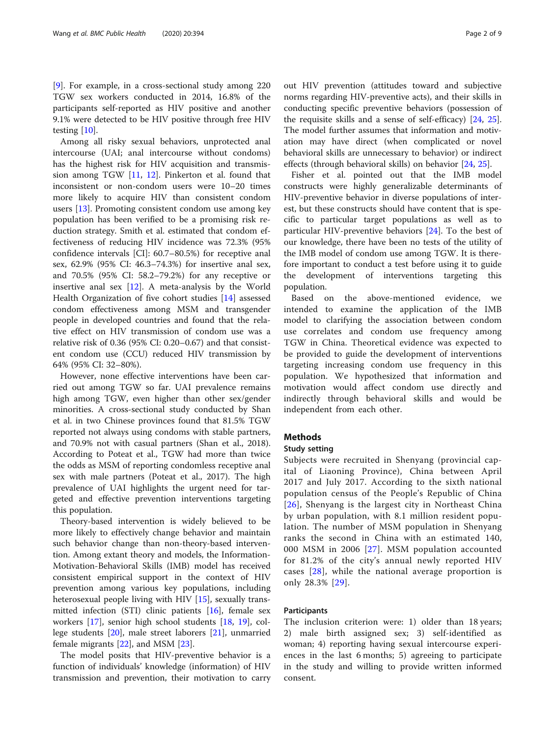[9]. For example, in a cross-sectional study among 220 TGW sex workers conducted in 2014, 16.8% of the participants self-reported as HIV positive and another 9.1% were detected to be HIV positive through free HIV testing [10].

Among all risky sexual behaviors, unprotected anal intercourse (UAI; anal intercourse without condoms) has the highest risk for HIV acquisition and transmission among TGW [11, 12]. Pinkerton et al. found that inconsistent or non-condom users were 10–20 times more likely to acquire HIV than consistent condom users [13]. Promoting consistent condom use among key population has been verified to be a promising risk reduction strategy. Smith et al. estimated that condom effectiveness of reducing HIV incidence was 72.3% (95% confidence intervals [CI]: 60.7–80.5%) for receptive anal sex, 62.9% (95% CI: 46.3–74.3%) for insertive anal sex, and 70.5% (95% CI: 58.2–79.2%) for any receptive or insertive anal sex [12]. A meta-analysis by the World Health Organization of five cohort studies [14] assessed condom effectiveness among MSM and transgender people in developed countries and found that the relative effect on HIV transmission of condom use was a relative risk of 0.36 (95% CI: 0.20–0.67) and that consistent condom use (CCU) reduced HIV transmission by 64% (95% CI: 32–80%).

However, none effective interventions have been carried out among TGW so far. UAI prevalence remains high among TGW, even higher than other sex/gender minorities. A cross-sectional study conducted by Shan et al. in two Chinese provinces found that 81.5% TGW reported not always using condoms with stable partners, and 70.9% not with casual partners (Shan et al., 2018). According to Poteat et al., TGW had more than twice the odds as MSM of reporting condomless receptive anal sex with male partners (Poteat et al., 2017). The high prevalence of UAI highlights the urgent need for targeted and effective prevention interventions targeting this population.

Theory-based intervention is widely believed to be more likely to effectively change behavior and maintain such behavior change than non-theory-based intervention. Among extant theory and models, the Information-Motivation-Behavioral Skills (IMB) model has received consistent empirical support in the context of HIV prevention among various key populations, including heterosexual people living with HIV [15], sexually transmitted infection (STI) clinic patients [16], female sex workers [17], senior high school students [18, 19], college students [20], male street laborers [21], unmarried female migrants [22], and MSM [23].

The model posits that HIV-preventive behavior is a function of individuals' knowledge (information) of HIV transmission and prevention, their motivation to carry out HIV prevention (attitudes toward and subjective norms regarding HIV-preventive acts), and their skills in conducting specific preventive behaviors (possession of the requisite skills and a sense of self-efficacy) [24, 25]. The model further assumes that information and motivation may have direct (when complicated or novel behavioral skills are unnecessary to behavior) or indirect effects (through behavioral skills) on behavior [24, 25].

Fisher et al. pointed out that the IMB model constructs were highly generalizable determinants of HIV-preventive behavior in diverse populations of interest, but these constructs should have content that is specific to particular target populations as well as to particular HIV-preventive behaviors [24]. To the best of our knowledge, there have been no tests of the utility of the IMB model of condom use among TGW. It is therefore important to conduct a test before using it to guide the development of interventions targeting this population.

Based on the above-mentioned evidence, we intended to examine the application of the IMB model to clarifying the association between condom use correlates and condom use frequency among TGW in China. Theoretical evidence was expected to be provided to guide the development of interventions targeting increasing condom use frequency in this population. We hypothesized that information and motivation would affect condom use directly and indirectly through behavioral skills and would be independent from each other.

## Methods

### Study setting

Subjects were recruited in Shenyang (provincial capital of Liaoning Province), China between April 2017 and July 2017. According to the sixth national population census of the People's Republic of China [26], Shenyang is the largest city in Northeast China by urban population, with 8.1 million resident population. The number of MSM population in Shenyang ranks the second in China with an estimated 140,000 MSM in 2006 [27]. MSM population accounted for 81.2% of the city's annual newly reported HIV cases [28], while the national average proportion is only 28.3% [29].

### Participants

The inclusion criterion were: 1) older than 18 years; 2) male birth assigned sex; 3) self-identified as woman; 4) reporting having sexual intercourse experiences in the last 6 months; 5) agreeing to participate in the study and willing to provide written informed consent.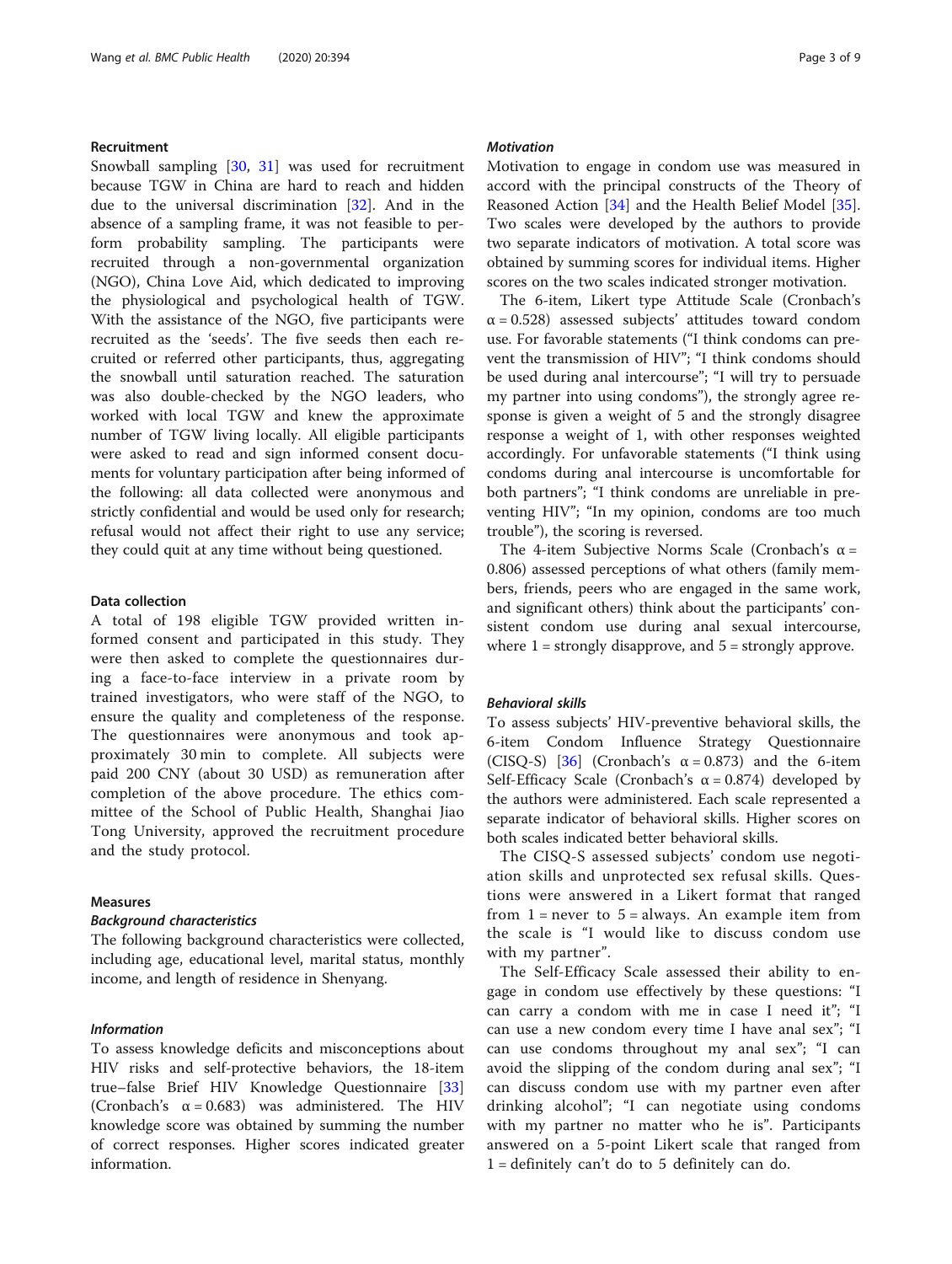## Recruitment

Snowball sampling [30, 31] was used for recruitment because TGW in China are hard to reach and hidden due to the universal discrimination [32]. And in the absence of a sampling frame, it was not feasible to perform probability sampling. The participants were recruited through a non-governmental organization (NGO), China Love Aid, which dedicated to improving the physiological and psychological health of TGW. With the assistance of the NGO, five participants were recruited as the 'seeds'. The five seeds then each recruited or referred other participants, thus, aggregating the snowball until saturation reached. The saturation was also double-checked by the NGO leaders, who worked with local TGW and knew the approximate number of TGW living locally. All eligible participants were asked to read and sign informed consent documents for voluntary participation after being informed of the following: all data collected were anonymous and strictly confidential and would be used only for research; refusal would not affect their right to use any service; they could quit at any time without being questioned.

## Data collection

A total of 198 eligible TGW provided written informed consent and participated in this study. They were then asked to complete the questionnaires during a face-to-face interview in a private room by trained investigators, who were staff of the NGO, to ensure the quality and completeness of the response. The questionnaires were anonymous and took approximately 30 min to complete. All subjects were paid 200 CNY (about 30 USD) as remuneration after completion of the above procedure. The ethics committee of the School of Public Health, Shanghai Jiao Tong University, approved the recruitment procedure and the study protocol.

## Measures

### *Background characteristics*

The following background characteristics were collected, including age, educational level, marital status, monthly income, and length of residence in Shenyang.

### *Information*

To assess knowledge deficits and misconceptions about HIV risks and self-protective behaviors, the 18-item true–false Brief HIV Knowledge Questionnaire [33] (Cronbach's $\alpha = 0.683$) was administered. The HIV knowledge score was obtained by summing the number of correct responses. Higher scores indicated greater information.

### *Motivation*

Motivation to engage in condom use was measured in accord with the principal constructs of the Theory of Reasoned Action [34] and the Health Belief Model [35]. Two scales were developed by the authors to provide two separate indicators of motivation. A total score was obtained by summing scores for individual items. Higher scores on the two scales indicated stronger motivation.

The 6-item, Likert type Attitude Scale (Cronbach's $\alpha = 0.528$) assessed subjects' attitudes toward condom use. For favorable statements ("I think condoms can prevent the transmission of HIV"; "I think condoms should be used during anal intercourse"; "I will try to persuade my partner into using condoms"), the strongly agree response is given a weight of 5 and the strongly disagree response a weight of 1, with other responses weighted accordingly. For unfavorable statements ("I think using condoms during anal intercourse is uncomfortable for both partners"; "I think condoms are unreliable in preventing HIV"; "In my opinion, condoms are too much trouble"), the scoring is reversed.

The 4-item Subjective Norms Scale (Cronbach's $\alpha = 0.806$) assessed perceptions of what others (family members, friends, peers who are engaged in the same work, and significant others) think about the participants' consistent condom use during anal sexual intercourse, where 1 = strongly disapprove, and 5 = strongly approve.

### *Behavioral skills*

To assess subjects' HIV-preventive behavioral skills, the 6-item Condom Influence Strategy Questionnaire (CISQ-S) [36] (Cronbach's $\alpha = 0.873$) and the 6-item Self-Efficacy Scale (Cronbach's $\alpha = 0.874$) developed by the authors were administered. Each scale represented a separate indicator of behavioral skills. Higher scores on both scales indicated better behavioral skills.

The CISQ-S assessed subjects' condom use negotiation skills and unprotected sex refusal skills. Questions were answered in a Likert format that ranged from 1 = never to 5 = always. An example item from the scale is "I would like to discuss condom use with my partner".

The Self-Efficacy Scale assessed their ability to engage in condom use effectively by these questions: "I can carry a condom with me in case I need it"; "I can use a new condom every time I have anal sex"; "I can use condoms throughout my anal sex"; "I can avoid the slipping of the condom during anal sex"; "I can discuss condom use with my partner even after drinking alcohol"; "I can negotiate using condoms with my partner no matter who he is". Participants answered on a 5-point Likert scale that ranged from 1 = definitely can't do to 5 definitely can do.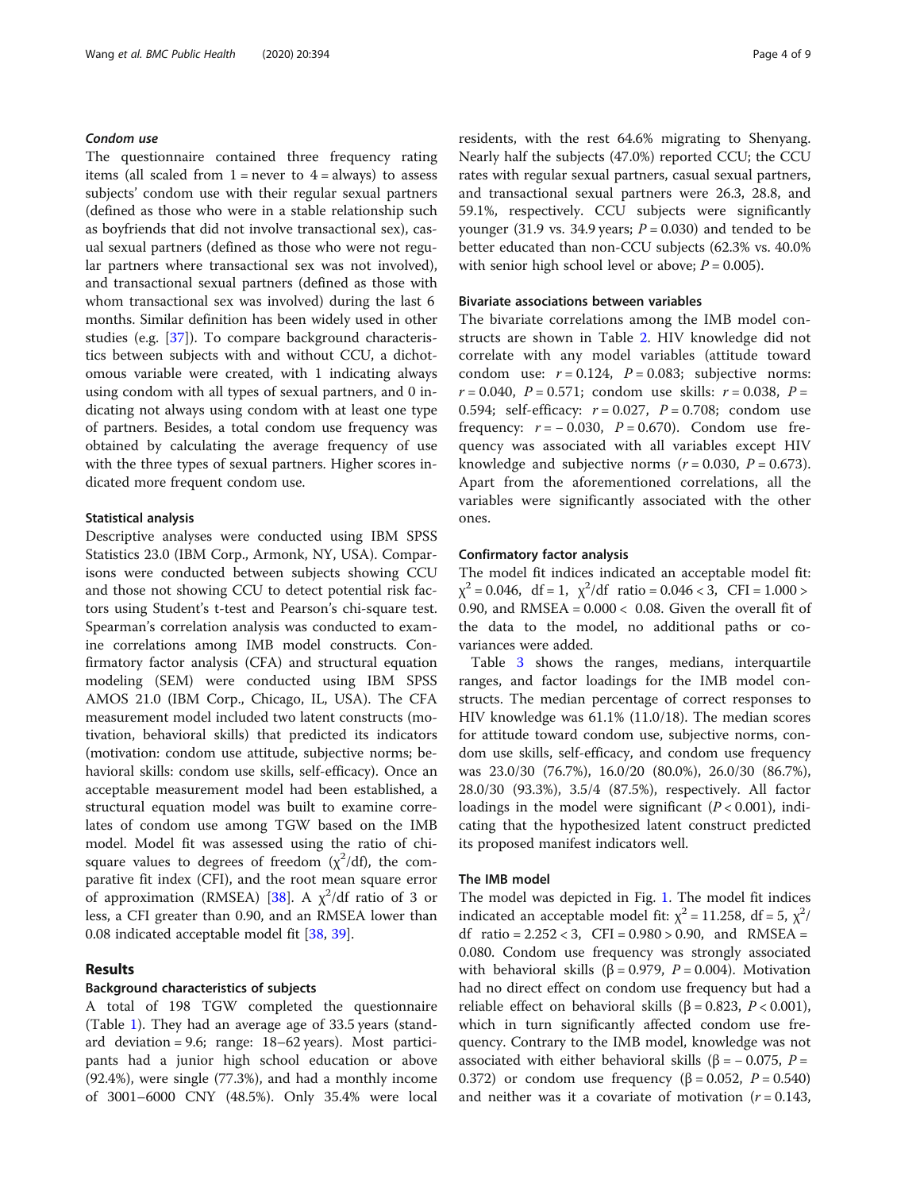### *Condom use*

The questionnaire contained three frequency rating items (all scaled from 1 = never to 4 = always) to assess subjects' condom use with their regular sexual partners (defined as those who were in a stable relationship such as boyfriends that did not involve transactional sex), casual sexual partners (defined as those who were not regular partners where transactional sex was not involved), and transactional sexual partners (defined as those with whom transactional sex was involved) during the last 6 months. Similar definition has been widely used in other studies (e.g. [37]). To compare background characteristics between subjects with and without CCU, a dichotomous variable were created, with 1 indicating always using condom with all types of sexual partners, and 0 indicating not always using condom with at least one type of partners. Besides, a total condom use frequency was obtained by calculating the average frequency of use with the three types of sexual partners. Higher scores indicated more frequent condom use.

### Statistical analysis

Descriptive analyses were conducted using IBM SPSS Statistics 23.0 (IBM Corp., Armonk, NY, USA). Comparisons were conducted between subjects showing CCU and those not showing CCU to detect potential risk factors using Student's t-test and Pearson's chi-square test. Spearman's correlation analysis was conducted to examine correlations among IMB model constructs. Confirmatory factor analysis (CFA) and structural equation modeling (SEM) were conducted using IBM SPSS AMOS 21.0 (IBM Corp., Chicago, IL, USA). The CFA measurement model included two latent constructs (motivation, behavioral skills) that predicted its indicators (motivation: condom use attitude, subjective norms; behavioral skills: condom use skills, self-efficacy). Once an acceptable measurement model had been established, a structural equation model was built to examine correlates of condom use among TGW based on the IMB model. Model fit was assessed using the ratio of chi-square values to degrees of freedom ($\chi^2$/df), the comparative fit index (CFI), and the root mean square error of approximation (RMSEA) [38]. A $\chi^2$/df ratio of 3 or less, a CFI greater than 0.90, and an RMSEA lower than 0.08 indicated acceptable model fit [38, 39].

## Results

### Background characteristics of subjects

A total of 198 TGW completed the questionnaire (Table 1). They had an average age of 33.5 years (standard deviation = 9.6; range: 18–62 years). Most participants had a junior high school education or above (92.4%), were single (77.3%), and had a monthly income of 3001–6000 CNY (48.5%). Only 35.4% were local residents, with the rest 64.6% migrating to Shenyang. Nearly half the subjects (47.0%) reported CCU; the CCU rates with regular sexual partners, casual sexual partners, and transactional sexual partners were 26.3, 28.8, and 59.1%, respectively. CCU subjects were significantly younger (31.9 vs. 34.9 years; $P = 0.030$) and tended to be better educated than non-CCU subjects (62.3% vs. 40.0% with senior high school level or above; $P = 0.005$).

### Bivariate associations between variables

The bivariate correlations among the IMB model constructs are shown in Table 2. HIV knowledge did not correlate with any model variables (attitude toward condom use: $r = 0.124$, $P = 0.083$; subjective norms: $r = 0.040$, $P = 0.571$; condom use skills: $r = 0.038$, $P = 0.594$; self-efficacy: $r = 0.027$, $P = 0.708$; condom use frequency: $r = -0.030$, $P = 0.670$). Condom use frequency was associated with all variables except HIV knowledge and subjective norms ($r = 0.030$, $P = 0.673$). Apart from the aforementioned correlations, all the variables were significantly associated with the other ones.

### Confirmatory factor analysis

The model fit indices indicated an acceptable model fit: $\chi^2 = 0.046$, df = 1, $\chi^2$/df ratio = 0.046 < 3, CFI = 1.000 > 0.90, and RMSEA = 0.000 < 0.08. Given the overall fit of the data to the model, no additional paths or covariances were added.

Table 3 shows the ranges, medians, interquartile ranges, and factor loadings for the IMB model constructs. The median percentage of correct responses to HIV knowledge was 61.1% (11.0/18). The median scores for attitude toward condom use, subjective norms, condom use skills, self-efficacy, and condom use frequency was 23.0/30 (76.7%), 16.0/20 (80.0%), 26.0/30 (86.7%), 28.0/30 (93.3%), 3.5/4 (87.5%), respectively. All factor loadings in the model were significant ($P < 0.001$), indicating that the hypothesized latent construct predicted its proposed manifest indicators well.

### The IMB model

The model was depicted in Fig. 1. The model fit indices indicated an acceptable model fit: $\chi^2 = 11.258$, df = 5, $\chi^2$/df ratio = 2.252 < 3, CFI = 0.980 > 0.90, and RMSEA = 0.080. Condom use frequency was strongly associated with behavioral skills ($\beta = 0.979$, $P = 0.004$). Motivation had no direct effect on condom use frequency but had a reliable effect on behavioral skills ($\beta = 0.823$, $P < 0.001$), which in turn significantly affected condom use frequency. Contrary to the IMB model, knowledge was not associated with either behavioral skills ($\beta = -0.075$, $P = 0.372$) or condom use frequency ($\beta = 0.052$, $P = 0.540$) and neither was it a covariate of motivation ($r = 0.143$,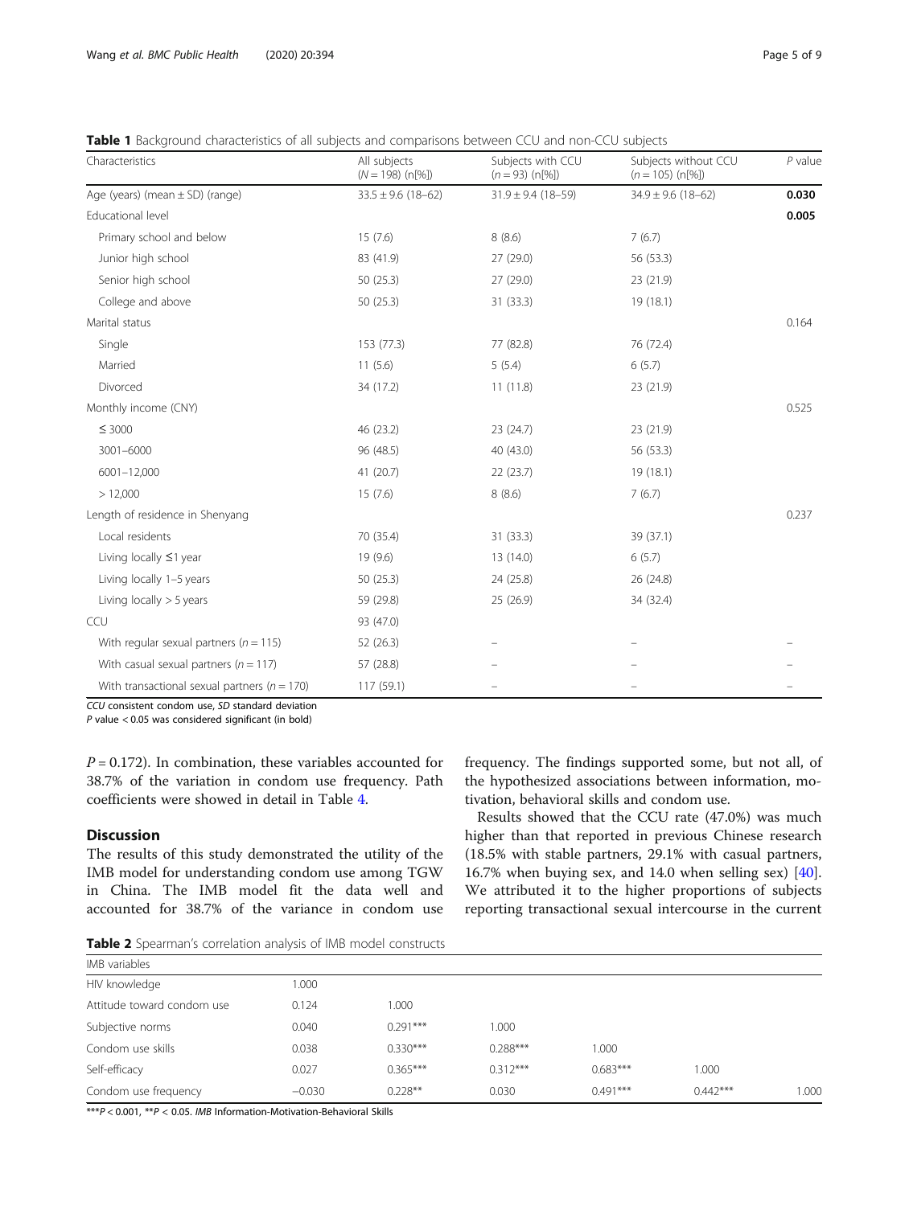**Table 1** Background characteristics of all subjects and comparisons between CCU and non-CCU subjects

| Characteristics | All subjects ($N = 198$) (n[%]) | Subjects with CCU ($n = 93$) (n[%]) | Subjects without CCU ($n = 105$) (n[%]) | *P* value |
|---|---|---|---|---|
| Age (years) (mean ± SD) (range) | 33.5 ± 9.6 (18–62) | 31.9 ± 9.4 (18–59) | 34.9 ± 9.6 (18–62) | **0.030** |
| Educational level | | | | **0.005** |
| Primary school and below | 15 (7.6) | 8 (8.6) | 7 (6.7) | |
| Junior high school | 83 (41.9) | 27 (29.0) | 56 (53.3) | |
| Senior high school | 50 (25.3) | 27 (29.0) | 23 (21.9) | |
| College and above | 50 (25.3) | 31 (33.3) | 19 (18.1) | |
| Marital status | | | | 0.164 |
| Single | 153 (77.3) | 77 (82.8) | 76 (72.4) | |
| Married | 11 (5.6) | 5 (5.4) | 6 (5.7) | |
| Divorced | 34 (17.2) | 11 (11.8) | 23 (21.9) | |
| Monthly income (CNY) | | | | 0.525 |
| ≤ 3000 | 46 (23.2) | 23 (24.7) | 23 (21.9) | |
| 3001–6000 | 96 (48.5) | 40 (43.0) | 56 (53.3) | |
| 6001–12,000 | 41 (20.7) | 22 (23.7) | 19 (18.1) | |
| > 12,000 | 15 (7.6) | 8 (8.6) | 7 (6.7) | |
| Length of residence in Shenyang | | | | 0.237 |
| Local residents | 70 (35.4) | 31 (33.3) | 39 (37.1) | |
| Living locally ≤1 year | 19 (9.6) | 13 (14.0) | 6 (5.7) | |
| Living locally 1–5 years | 50 (25.3) | 24 (25.8) | 26 (24.8) | |
| Living locally > 5 years | 59 (29.8) | 25 (26.9) | 34 (32.4) | |
| CCU | 93 (47.0) | | | |
| With regular sexual partners ($n = 115$) | 52 (26.3) | – | – | – |
| With casual sexual partners ($n = 117$) | 57 (28.8) | – | – | – |
| With transactional sexual partners ($n = 170$) | 117 (59.1) | – | – | – |

*CCU* consistent condom use, *SD* standard deviation
*P* value < 0.05 was considered significant (in bold)

$P = 0.172$). In combination, these variables accounted for 38.7% of the variation in condom use frequency. Path coefficients were showed in detail in Table 4.

## Discussion

The results of this study demonstrated the utility of the IMB model for understanding condom use among TGW in China. The IMB model fit the data well and accounted for 38.7% of the variance in condom use frequency. The findings supported some, but not all, of the hypothesized associations between information, motivation, behavioral skills and condom use.

Results showed that the CCU rate (47.0%) was much higher than that reported in previous Chinese research (18.5% with stable partners, 29.1% with casual partners, 16.7% when buying sex, and 14.0 when selling sex) [40]. We attributed it to the higher proportions of subjects reporting transactional sexual intercourse in the current

**Table 2** Spearman's correlation analysis of IMB model constructs

| IMB variables | | | | | | |
|---|---|---|---|---|---|---|
| HIV knowledge | 1.000 | | | | | |
| Attitude toward condom use | 0.124 | 1.000 | | | | |
| Subjective norms | 0.040 | 0.291*** | 1.000 | | | |
| Condom use skills | 0.038 | 0.330*** | 0.288*** | 1.000 | | |
| Self-efficacy | 0.027 | 0.365*** | 0.312*** | 0.683*** | 1.000 | |
| Condom use frequency | −0.030 | 0.228** | 0.030 | 0.491*** | 0.442*** | 1.000 |

***$P < 0.001$, **$P < 0.05$. *IMB* Information-Motivation-Behavioral Skills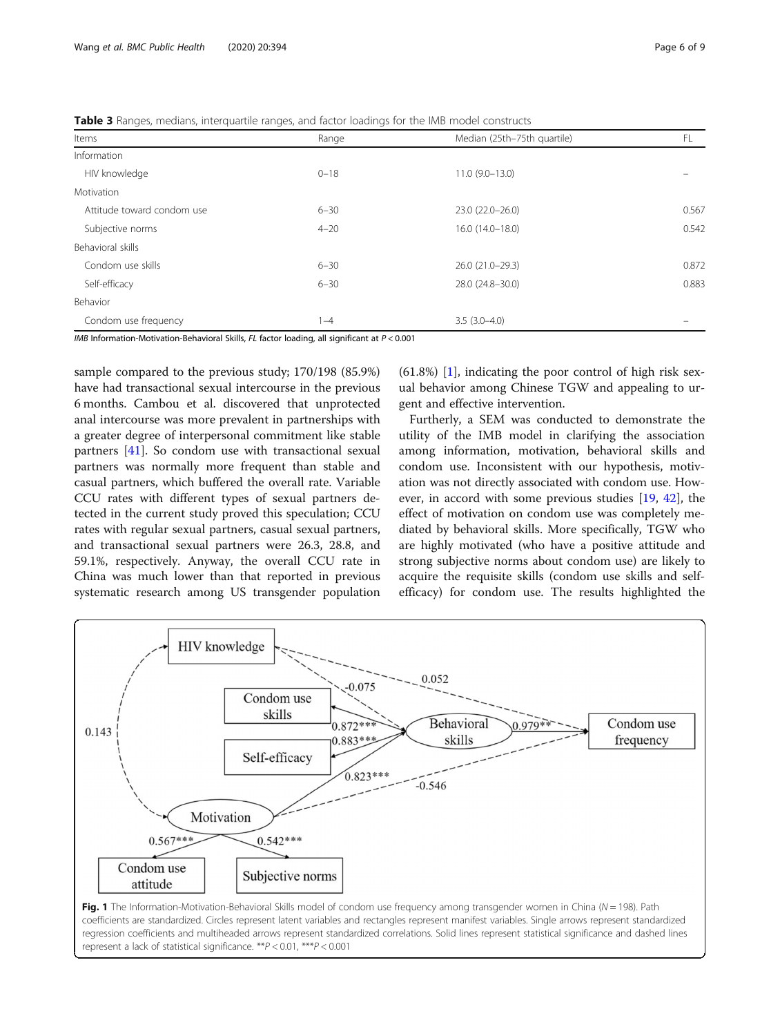**Table 3** Ranges, medians, interquartile ranges, and factor loadings for the IMB model constructs

| Items | Range | Median (25th–75th quartile) | FL |
|---|---|---|---|
| Information | | | |
| HIV knowledge | 0–18 | 11.0 (9.0–13.0) | – |
| Motivation | | | |
| Attitude toward condom use | 6–30 | 23.0 (22.0–26.0) | 0.567 |
| Subjective norms | 4–20 | 16.0 (14.0–18.0) | 0.542 |
| Behavioral skills | | | |
| Condom use skills | 6–30 | 26.0 (21.0–29.3) | 0.872 |
| Self-efficacy | 6–30 | 28.0 (24.8–30.0) | 0.883 |
| Behavior | | | |
| Condom use frequency | 1–4 | 3.5 (3.0–4.0) | – |

*IMB* Information-Motivation-Behavioral Skills, *FL* factor loading, all significant at $P < 0.001$

sample compared to the previous study; 170/198 (85.9%) have had transactional sexual intercourse in the previous 6 months. Cambou et al. discovered that unprotected anal intercourse was more prevalent in partnerships with a greater degree of interpersonal commitment like stable partners [41]. So condom use with transactional sexual partners was normally more frequent than stable and casual partners, which buffered the overall rate. Variable CCU rates with different types of sexual partners detected in the current study proved this speculation; CCU rates with regular sexual partners, casual sexual partners, and transactional sexual partners were 26.3, 28.8, and 59.1%, respectively. Anyway, the overall CCU rate in China was much lower than that reported in previous systematic research among US transgender population (61.8%) [1], indicating the poor control of high risk sexual behavior among Chinese TGW and appealing to urgent and effective intervention.

Furtherly, a SEM was conducted to demonstrate the utility of the IMB model in clarifying the association among information, motivation, behavioral skills and condom use. Inconsistent with our hypothesis, motivation was not directly associated with condom use. However, in accord with some previous studies [19, 42], the effect of motivation on condom use was completely mediated by behavioral skills. More specifically, TGW who are highly motivated (who have a positive attitude and strong subjective norms about condom use) are likely to acquire the requisite skills (condom use skills and self-efficacy) for condom use. The results highlighted the

**Fig. 1** The Information-Motivation-Behavioral Skills model of condom use frequency among transgender women in China ($N = 198$). Path coefficients are standardized. Circles represent latent variables and rectangles represent manifest variables. Single arrows represent standardized regression coefficients and multiheaded arrows represent standardized correlations. Solid lines represent statistical significance and dashed lines represent a lack of statistical significance. **$P < 0.01$, ***$P < 0.001$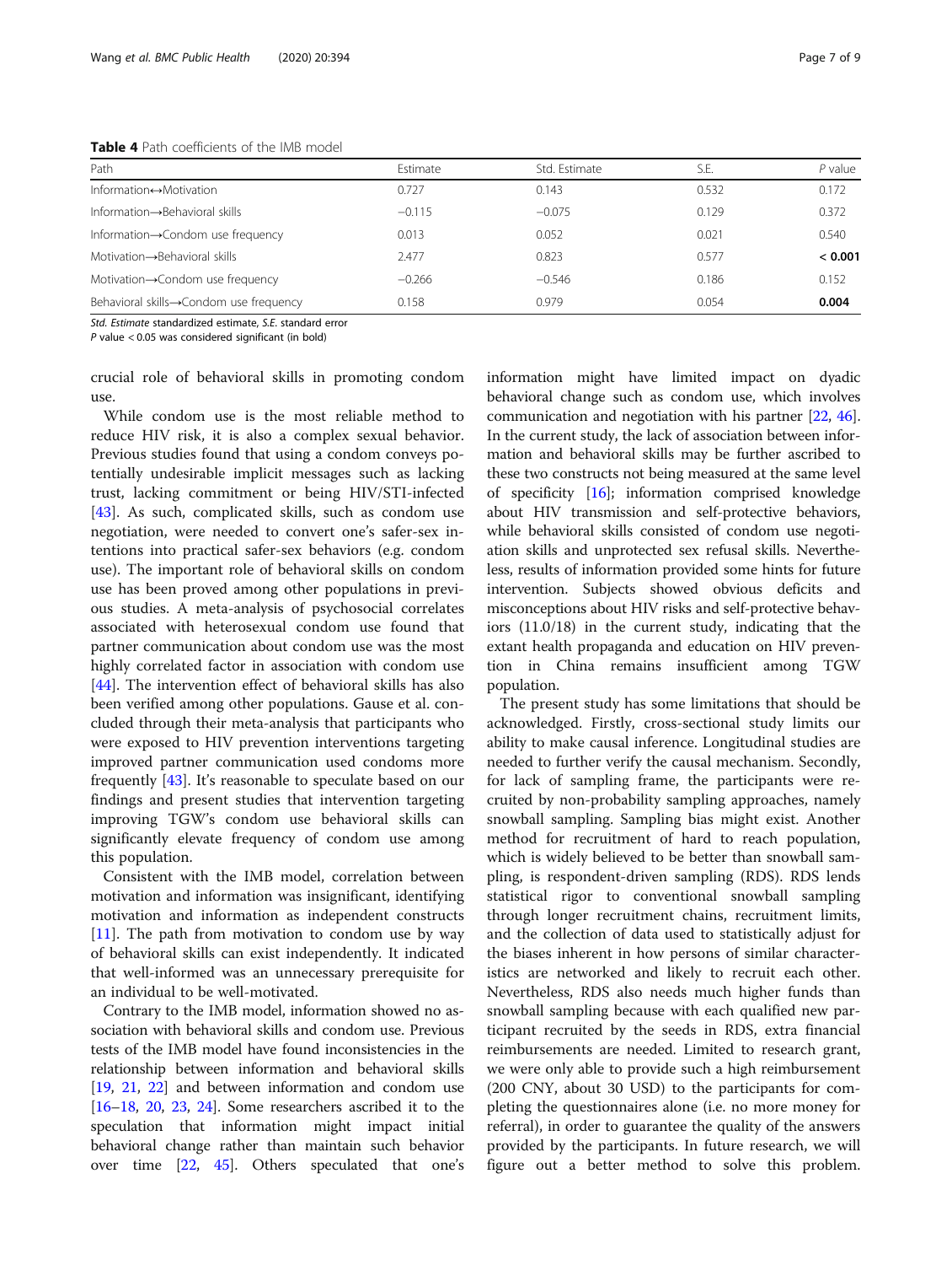**Table 4** Path coefficients of the IMB model

| Path | Estimate | Std. Estimate | S.E. | *P* value |
|---|---|---|---|---|
| Information↔Motivation | 0.727 | 0.143 | 0.532 | 0.172 |
| Information→Behavioral skills | −0.115 | −0.075 | 0.129 | 0.372 |
| Information→Condom use frequency | 0.013 | 0.052 | 0.021 | 0.540 |
| Motivation→Behavioral skills | 2.477 | 0.823 | 0.577 | **< 0.001** |
| Motivation→Condom use frequency | −0.266 | −0.546 | 0.186 | 0.152 |
| Behavioral skills→Condom use frequency | 0.158 | 0.979 | 0.054 | **0.004** |

*Std. Estimate* standardized estimate, *S.E.* standard error
*P* value < 0.05 was considered significant (in bold)

crucial role of behavioral skills in promoting condom use.

While condom use is the most reliable method to reduce HIV risk, it is also a complex sexual behavior. Previous studies found that using a condom conveys potentially undesirable implicit messages such as lacking trust, lacking commitment or being HIV/STI-infected [43]. As such, complicated skills, such as condom use negotiation, were needed to convert one's safer-sex intentions into practical safer-sex behaviors (e.g. condom use). The important role of behavioral skills on condom use has been proved among other populations in previous studies. A meta-analysis of psychosocial correlates associated with heterosexual condom use found that partner communication about condom use was the most highly correlated factor in association with condom use [44]. The intervention effect of behavioral skills has also been verified among other populations. Gause et al. concluded through their meta-analysis that participants who were exposed to HIV prevention interventions targeting improved partner communication used condoms more frequently [43]. It's reasonable to speculate based on our findings and present studies that intervention targeting improving TGW's condom use behavioral skills can significantly elevate frequency of condom use among this population.

Consistent with the IMB model, correlation between motivation and information was insignificant, identifying motivation and information as independent constructs [11]. The path from motivation to condom use by way of behavioral skills can exist independently. It indicated that well-informed was an unnecessary prerequisite for an individual to be well-motivated.

Contrary to the IMB model, information showed no association with behavioral skills and condom use. Previous tests of the IMB model have found inconsistencies in the relationship between information and behavioral skills [19, 21, 22] and between information and condom use [16–18, 20, 23, 24]. Some researchers ascribed it to the speculation that information might impact initial behavioral change rather than maintain such behavior over time [22, 45]. Others speculated that one's information might have limited impact on dyadic behavioral change such as condom use, which involves communication and negotiation with his partner [22, 46]. In the current study, the lack of association between information and behavioral skills may be further ascribed to these two constructs not being measured at the same level of specificity [16]; information comprised knowledge about HIV transmission and self-protective behaviors, while behavioral skills consisted of condom use negotiation skills and unprotected sex refusal skills. Nevertheless, results of information provided some hints for future intervention. Subjects showed obvious deficits and misconceptions about HIV risks and self-protective behaviors (11.0/18) in the current study, indicating that the extant health propaganda and education on HIV prevention in China remains insufficient among TGW population.

The present study has some limitations that should be acknowledged. Firstly, cross-sectional study limits our ability to make causal inference. Longitudinal studies are needed to further verify the causal mechanism. Secondly, for lack of sampling frame, the participants were recruited by non-probability sampling approaches, namely snowball sampling. Sampling bias might exist. Another method for recruitment of hard to reach population, which is widely believed to be better than snowball sampling, is respondent-driven sampling (RDS). RDS lends statistical rigor to conventional snowball sampling through longer recruitment chains, recruitment limits, and the collection of data used to statistically adjust for the biases inherent in how persons of similar characteristics are networked and likely to recruit each other. Nevertheless, RDS also needs much higher funds than snowball sampling because with each qualified new participant recruited by the seeds in RDS, extra financial reimbursements are needed. Limited to research grant, we were only able to provide such a high reimbursement (200 CNY, about 30 USD) to the participants for completing the questionnaires alone (i.e. no more money for referral), in order to guarantee the quality of the answers provided by the participants. In future research, we will figure out a better method to solve this problem.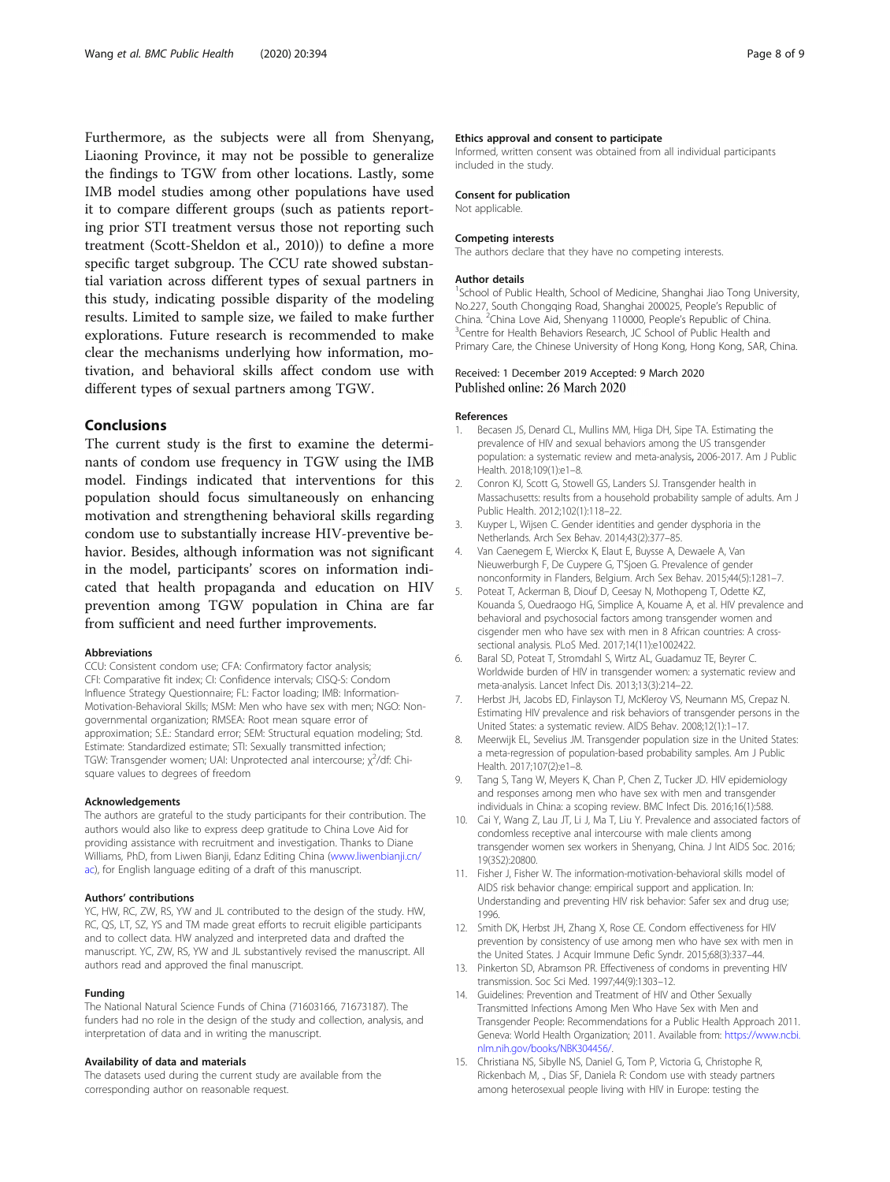Furthermore, as the subjects were all from Shenyang, Liaoning Province, it may not be possible to generalize the findings to TGW from other locations. Lastly, some IMB model studies among other populations have used it to compare different groups (such as patients reporting prior STI treatment versus those not reporting such treatment (Scott-Sheldon et al., 2010)) to define a more specific target subgroup. The CCU rate showed substantial variation across different types of sexual partners in this study, indicating possible disparity of the modeling results. Limited to sample size, we failed to make further explorations. Future research is recommended to make clear the mechanisms underlying how information, motivation, and behavioral skills affect condom use with different types of sexual partners among TGW.

## Conclusions

The current study is the first to examine the determinants of condom use frequency in TGW using the IMB model. Findings indicated that interventions for this population should focus simultaneously on enhancing motivation and strengthening behavioral skills regarding condom use to substantially increase HIV-preventive behavior. Besides, although information was not significant in the model, participants' scores on information indicated that health propaganda and education on HIV prevention among TGW population in China are far from sufficient and need further improvements.

#### Abbreviations

CCU: Consistent condom use; CFA: Confirmatory factor analysis; CFI: Comparative fit index; CI: Confidence intervals; CISQ-S: Condom Influence Strategy Questionnaire; FL: Factor loading; IMB: Information-Motivation-Behavioral Skills; MSM: Men who have sex with men; NGO: Non-governmental organization; RMSEA: Root mean square error of approximation; S.E.: Standard error; SEM: Structural equation modeling; Std. Estimate: Standardized estimate; STI: Sexually transmitted infection; TGW: Transgender women; UAI: Unprotected anal intercourse; $\chi^2$/df: Chi-square values to degrees of freedom

#### Acknowledgements

The authors are grateful to the study participants for their contribution. The authors would also like to express deep gratitude to China Love Aid for providing assistance with recruitment and investigation. Thanks to Diane Williams, PhD, from Liwen Bianji, Edanz Editing China (www.liwenbianji.cn/ac), for English language editing of a draft of this manuscript.

#### Authors' contributions

YC, HW, RC, ZW, RS, YW and JL contributed to the design of the study. HW, RC, QS, LT, SZ, YS and TM made great efforts to recruit eligible participants and to collect data. HW analyzed and interpreted data and drafted the manuscript. YC, ZW, RS, YW and JL substantively revised the manuscript. All authors read and approved the final manuscript.

#### Funding

The National Natural Science Funds of China (71603166, 71673187). The funders had no role in the design of the study and collection, analysis, and interpretation of data and in writing the manuscript.

#### Availability of data and materials

The datasets used during the current study are available from the corresponding author on reasonable request.

#### Ethics approval and consent to participate

Informed, written consent was obtained from all individual participants included in the study.

#### Consent for publication

Not applicable.

#### Competing interests

The authors declare that they have no competing interests.

#### Author details

[1]School of Public Health, School of Medicine, Shanghai Jiao Tong University, No.227, South Chongqing Road, Shanghai 200025, People's Republic of China. [2]China Love Aid, Shenyang 110000, People's Republic of China. [3]Centre for Health Behaviors Research, JC School of Public Health and Primary Care, the Chinese University of Hong Kong, Hong Kong, SAR, China.

Received: 1 December 2019 Accepted: 9 March 2020
Published online: 26 March 2020

#### References

1. Becasen JS, Denard CL, Mullins MM, Higa DH, Sipe TA. Estimating the prevalence of HIV and sexual behaviors among the US transgender population: a systematic review and meta-analysis, 2006-2017. Am J Public Health. 2018;109(1):e1–8.
2. Conron KJ, Scott G, Stowell GS, Landers SJ. Transgender health in Massachusetts: results from a household probability sample of adults. Am J Public Health. 2012;102(1):118–22.
3. Kuyper L, Wijsen C. Gender identities and gender dysphoria in the Netherlands. Arch Sex Behav. 2014;43(2):377–85.
4. Van Caenegem E, Wierckx K, Elaut E, Buysse A, Dewaele A, Van Nieuwerburgh F, De Cuypere G, T'Sjoen G. Prevalence of gender nonconformity in Flanders, Belgium. Arch Sex Behav. 2015;44(5):1281–7.
5. Poteat T, Ackerman B, Diouf D, Ceesay N, Mothopeng T, Odette KZ, Kouanda S, Ouedraogo HG, Simplice A, Kouame A, et al. HIV prevalence and behavioral and psychosocial factors among transgender women and cisgender men who have sex with men in 8 African countries: A cross-sectional analysis. PLoS Med. 2017;14(11):e1002422.
6. Baral SD, Poteat T, Stromdahl S, Wirtz AL, Guadamuz TE, Beyrer C. Worldwide burden of HIV in transgender women: a systematic review and meta-analysis. Lancet Infect Dis. 2013;13(3):214–22.
7. Herbst JH, Jacobs ED, Finlayson TJ, McKleroy VS, Neumann MS, Crepaz N. Estimating HIV prevalence and risk behaviors of transgender persons in the United States: a systematic review. AIDS Behav. 2008;12(1):1–17.
8. Meerwijk EL, Sevelius JM. Transgender population size in the United States: a meta-regression of population-based probability samples. Am J Public Health. 2017;107(2):e1–8.
9. Tang S, Tang W, Meyers K, Chan P, Chen Z, Tucker JD. HIV epidemiology and responses among men who have sex with men and transgender individuals in China: a scoping review. BMC Infect Dis. 2016;16(1):588.
10. Cai Y, Wang Z, Lau JT, Li J, Ma T, Liu Y. Prevalence and associated factors of condomless receptive anal intercourse with male clients among transgender women sex workers in Shenyang, China. J Int AIDS Soc. 2016; 19(3S2):20800.
11. Fisher J, Fisher W. The information-motivation-behavioral skills model of AIDS risk behavior change: empirical support and application. In: Understanding and preventing HIV risk behavior: Safer sex and drug use; 1996.
12. Smith DK, Herbst JH, Zhang X, Rose CE. Condom effectiveness for HIV prevention by consistency of use among men who have sex with men in the United States. J Acquir Immune Defic Syndr. 2015;68(3):337–44.
13. Pinkerton SD, Abramson PR. Effectiveness of condoms in preventing HIV transmission. Soc Sci Med. 1997;44(9):1303–12.
14. Guidelines: Prevention and Treatment of HIV and Other Sexually Transmitted Infections Among Men Who Have Sex with Men and Transgender People: Recommendations for a Public Health Approach 2011. Geneva: World Health Organization; 2011. Available from: https://www.ncbi.nlm.nih.gov/books/NBK304456/.
15. Christiana NS, Sibylle NS, Daniel G, Tom P, Victoria G, Christophe R, Rickenbach M, ., Dias SF, Daniela R: Condom use with steady partners among heterosexual people living with HIV in Europe: testing the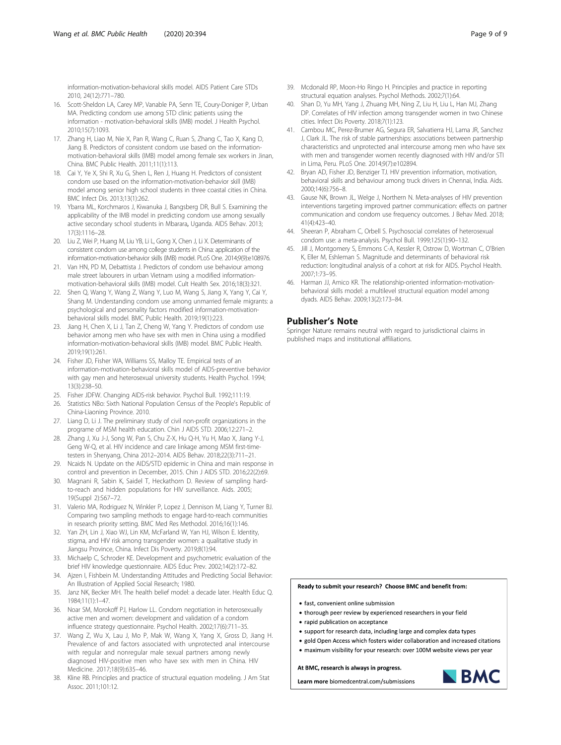information-motivation-behavioral skills model. AIDS Patient Care STDs 2010, 24(12):771–780.

16. Scott-Sheldon LA, Carey MP, Vanable PA, Senn TE, Coury-Doniger P, Urban MA. Predicting condom use among STD clinic patients using the information - motivation-behavioral skills (IMB) model. J Health Psychol. 2010;15(7):1093.
17. Zhang H, Liao M, Nie X, Pan R, Wang C, Ruan S, Zhang C, Tao X, Kang D, Jiang B. Predictors of consistent condom use based on the information-motivation-behavioral skills (IMB) model among female sex workers in Jinan, China. BMC Public Health. 2011;11(1):113.
18. Cai Y, Ye X, Shi R, Xu G, Shen L, Ren J, Huang H. Predictors of consistent condom use based on the information-motivation-behavior skill (IMB) model among senior high school students in three coastal cities in China. BMC Infect Dis. 2013;13(1):262.
19. Ybarra ML, Korchmaros J, Kiwanuka J, Bangsberg DR, Bull S. Examining the applicability of the IMB model in predicting condom use among sexually active secondary school students in Mbarara, Uganda. AIDS Behav. 2013; 17(3):1116–28.
20. Liu Z, Wei P, Huang M, Liu YB, Li L, Gong X, Chen J, Li X. Determinants of consistent condom use among college students in China: application of the information-motivation-behavior skills (IMB) model. PLoS One. 2014;9(9):e108976.
21. Van HN, PD M, Debattista J. Predictors of condom use behaviour among male street labourers in urban Vietnam using a modified information-motivation-behavioral skills (IMB) model. Cult Health Sex. 2016;18(3):321.
22. Shen Q, Wang Y, Wang Z, Wang Y, Luo M, Wang S, Jiang X, Yang Y, Cai Y, Shang M. Understanding condom use among unmarried female migrants: a psychological and personality factors modified information-motivation-behavioral skills model. BMC Public Health. 2019;19(1):223.
23. Jiang H, Chen X, Li J, Tan Z, Cheng W, Yang Y. Predictors of condom use behavior among men who have sex with men in China using a modified information-motivation-behavioral skills (IMB) model. BMC Public Health. 2019;19(1):261.
24. Fisher JD, Fisher WA, Williams SS, Malloy TE. Empirical tests of an information-motivation-behavioral skills model of AIDS-preventive behavior with gay men and heterosexual university students. Health Psychol. 1994; 13(3):238–50.
25. Fisher JDFW. Changing AIDS-risk behavior. Psychol Bull. 1992;111:19.
26. Statistics NBo: Sixth National Population Census of the People's Republic of China-Liaoning Province. 2010.
27. Liang D, Li J. The preliminary study of civil non-profit organizations in the programe of MSM health education. Chin J AIDS STD. 2006;12:271–2.
28. Zhang J, Xu J-J, Song W, Pan S, Chu Z-X, Hu Q-H, Yu H, Mao X, Jiang Y-J, Geng W-Q, et al. HIV incidence and care linkage among MSM first-time-testers in Shenyang, China 2012–2014. AIDS Behav. 2018;22(3):711–21.
29. Ncaids N. Update on the AIDS/STD epidemic in China and main response in control and prevention in December, 2015. Chin J AIDS STD. 2016;22(2):69.
30. Magnani R, Sabin K, Saidel T, Heckathorn D. Review of sampling hard-to-reach and hidden populations for HIV surveillance. Aids. 2005; 19(Suppl 2):S67–72.
31. Valerio MA, Rodriguez N, Winkler P, Lopez J, Dennison M, Liang Y, Turner BJ. Comparing two sampling methods to engage hard-to-reach communities in research priority setting. BMC Med Res Methodol. 2016;16(1):146.
32. Yan ZH, Lin J, Xiao WJ, Lin KM, McFarland W, Yan HJ, Wilson E. Identity, stigma, and HIV risk among transgender women: a qualitative study in Jiangsu Province, China. Infect Dis Poverty. 2019;8(1):94.
33. Michaelp C, Schroder KE. Development and psychometric evaluation of the brief HIV knowledge questionnaire. AIDS Educ Prev. 2002;14(2):172–82.
34. Ajzen I, Fishbein M. Understanding Attitudes and Predicting Social Behavior: An Illustration of Applied Social Research; 1980.
35. Janz NK, Becker MH. The health belief model: a decade later. Health Educ Q. 1984;11(1):1–47.
36. Noar SM, Morokoff PJ, Harlow LL. Condom negotiation in heterosexually active men and women: development and validation of a condom influence strategy questionnaire. Psychol Health. 2002;17(6):711–35.
37. Wang Z, Wu X, Lau J, Mo P, Mak W, Wang X, Yang X, Gross D, Jiang H. Prevalence of and factors associated with unprotected anal intercourse with regular and nonregular male sexual partners among newly diagnosed HIV-positive men who have sex with men in China. HIV Medicine. 2017;18(9):635–46.
38. Kline RB. Principles and practice of structural equation modeling. J Am Stat Assoc. 2011;101:12.
39. Mcdonald RP, Moon-Ho Ringo H. Principles and practice in reporting structural equation analyses. Psychol Methods. 2002;7(1):64.
40. Shan D, Yu MH, Yang J, Zhuang MH, Ning Z, Liu H, Liu L, Han MJ, Zhang DP. Correlates of HIV infection among transgender women in two Chinese cities. Infect Dis Poverty. 2018;7(1):123.
41. Cambou MC, Perez-Brumer AG, Segura ER, Salvatierra HJ, Lama JR, Sanchez J, Clark JL. The risk of stable partnerships: associations between partnership characteristics and unprotected anal intercourse among men who have sex with men and transgender women recently diagnosed with HIV and/or STI in Lima, Peru. PLoS One. 2014;9(7):e102894.
42. Bryan AD, Fisher JD, Benziger TJ. HIV prevention information, motivation, behavioral skills and behaviour among truck drivers in Chennai, India. Aids. 2000;14(6):756–8.
43. Gause NK, Brown JL, Welge J, Northern N. Meta-analyses of HIV prevention interventions targeting improved partner communication: effects on partner communication and condom use frequency outcomes. J Behav Med. 2018; 41(4):423–40.
44. Sheeran P, Abraham C, Orbell S. Psychosocial correlates of heterosexual condom use: a meta-analysis. Psychol Bull. 1999;125(1):90–132.
45. Jill J, Montgomery S, Emmons C-A, Kessler R, Ostrow D, Wortman C, O'Brien K, Eller M, Eshleman S. Magnitude and determinants of behavioral risk reduction: longitudinal analysis of a cohort at risk for AIDS. Psychol Health. 2007;1:73–95.
46. Harman JJ, Amico KR. The relationship-oriented information-motivation-behavioral skills model: a multilevel structural equation model among dyads. AIDS Behav. 2009;13(2):173–84.

## Publisher's Note

Springer Nature remains neutral with regard to jurisdictional claims in published maps and institutional affiliations.

**Ready to submit your research? Choose BMC and benefit from:**

- fast, convenient online submission
- thorough peer review by experienced researchers in your field
- rapid publication on acceptance
- support for research data, including large and complex data types
- gold Open Access which fosters wider collaboration and increased citations
- maximum visibility for your research: over 100M website views per year

**At BMC, research is always in progress.**

**Learn more** biomedcentral.com/submissions

BMC